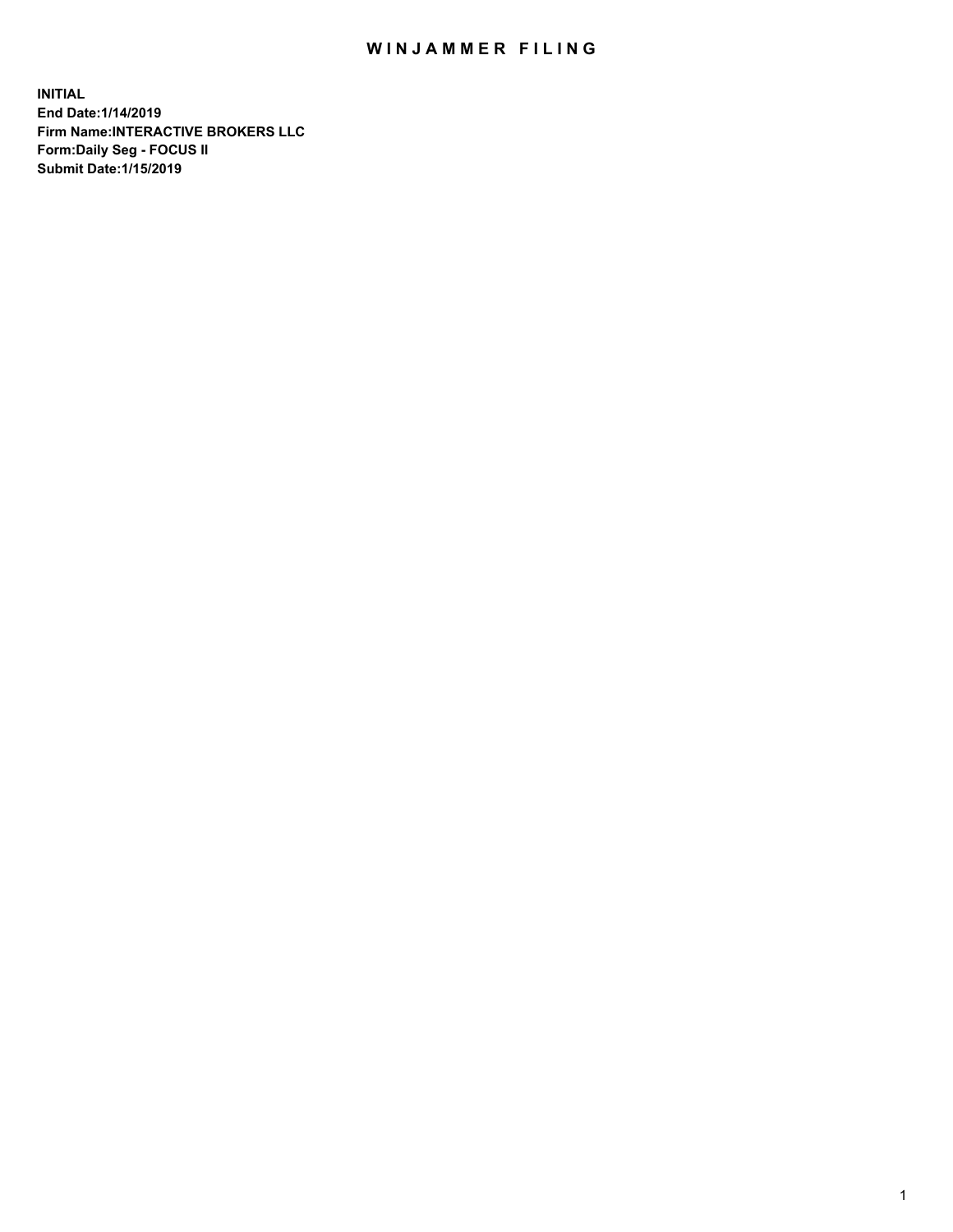# WINJAMMER FILING

**INITIAL**
**End Date:1/14/2019**
**Firm Name:INTERACTIVE BROKERS LLC**
**Form:Daily Seg - FOCUS II**
**Submit Date:1/15/2019**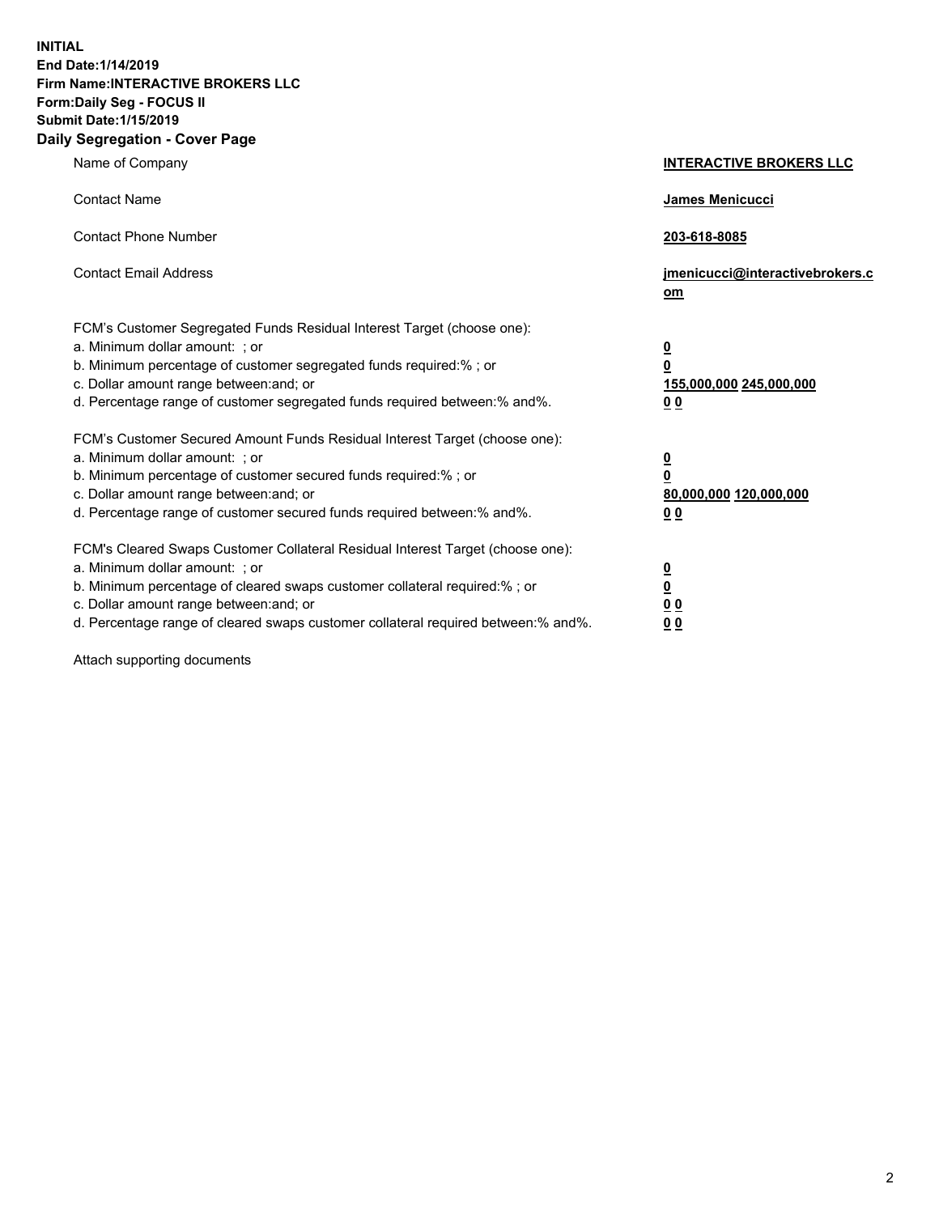**INITIAL**
**End Date:1/14/2019**
**Firm Name:INTERACTIVE BROKERS LLC**
**Form:Daily Seg - FOCUS II**
**Submit Date:1/15/2019**

## Daily Segregation - Cover Page

| | |
|---|---|
| Name of Company | **INTERACTIVE BROKERS LLC** |
| Contact Name | **James Menicucci** |
| Contact Phone Number | **203-618-8085** |
| Contact Email Address | **jmenicucci@interactivebrokers.com** |
| FCM's Customer Segregated Funds Residual Interest Target (choose one): | |
| a. Minimum dollar amount: ; or | **0** |
| b. Minimum percentage of customer segregated funds required:% ; or | **0** |
| c. Dollar amount range between:and; or | **155,000,000 245,000,000** |
| d. Percentage range of customer segregated funds required between:% and%. | **0 0** |
| FCM's Customer Secured Amount Funds Residual Interest Target (choose one): | |
| a. Minimum dollar amount: ; or | **0** |
| b. Minimum percentage of customer secured funds required:% ; or | **0** |
| c. Dollar amount range between:and; or | **80,000,000 120,000,000** |
| d. Percentage range of customer secured funds required between:% and%. | **0 0** |
| FCM's Cleared Swaps Customer Collateral Residual Interest Target (choose one): | |
| a. Minimum dollar amount: ; or | **0** |
| b. Minimum percentage of cleared swaps customer collateral required:% ; or | **0** |
| c. Dollar amount range between:and; or | **0 0** |
| d. Percentage range of cleared swaps customer collateral required between:% and%. | **0 0** |

Attach supporting documents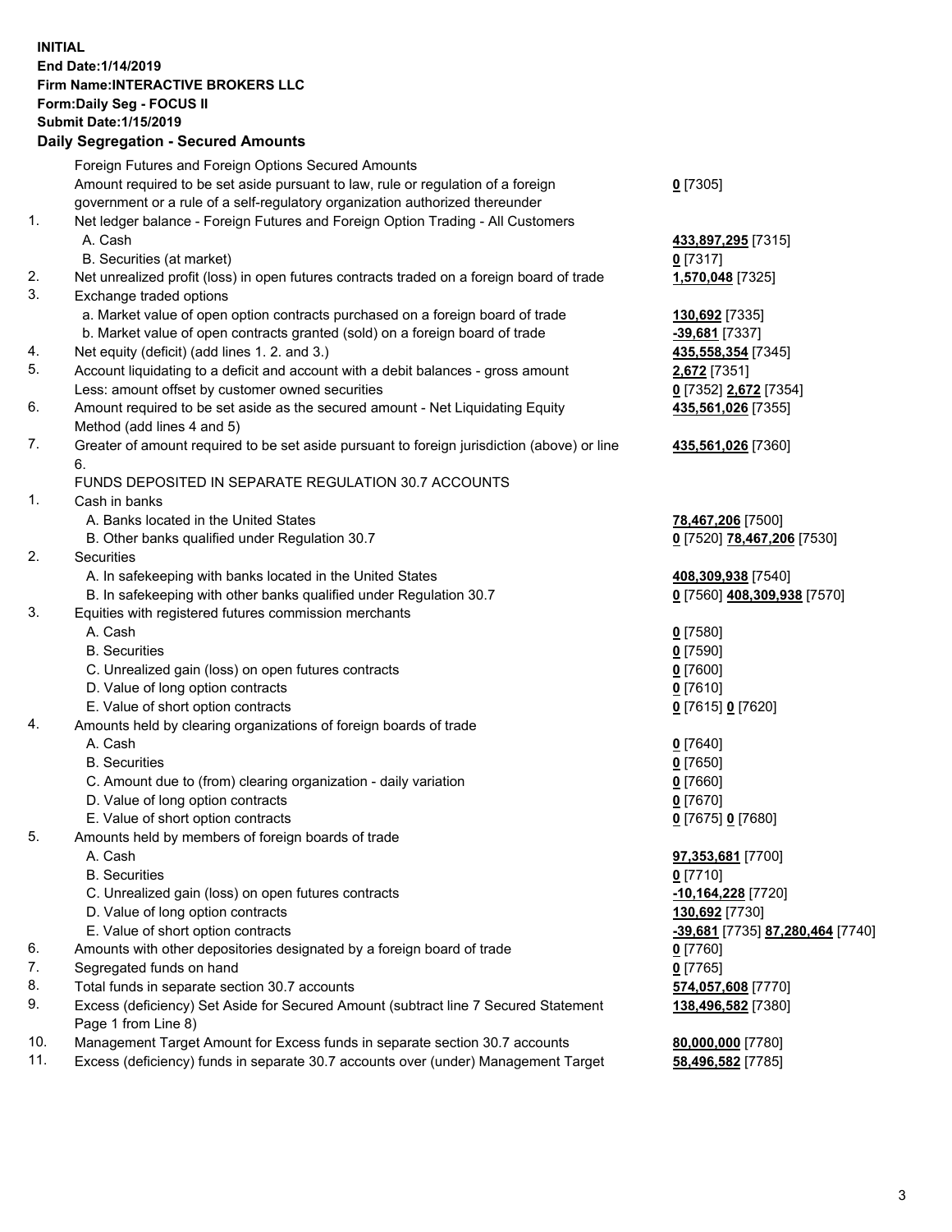**INITIAL**
**End Date:1/14/2019**
**Firm Name:INTERACTIVE BROKERS LLC**
**Form:Daily Seg - FOCUS II**
**Submit Date:1/15/2019**

## Daily Segregation - Secured Amounts

| | | |
|---|---|---|
| | Foreign Futures and Foreign Options Secured Amounts | |
| | Amount required to be set aside pursuant to law, rule or regulation of a foreign government or a rule of a self-regulatory organization authorized thereunder | **0** [7305] |
| 1. | Net ledger balance - Foreign Futures and Foreign Option Trading - All Customers | |
| | A. Cash | **433,897,295** [7315] |
| | B. Securities (at market) | **0** [7317] |
| 2. | Net unrealized profit (loss) in open futures contracts traded on a foreign board of trade | **1,570,048** [7325] |
| 3. | Exchange traded options | |
| | a. Market value of open option contracts purchased on a foreign board of trade | **130,692** [7335] |
| | b. Market value of open contracts granted (sold) on a foreign board of trade | **-39,681** [7337] |
| 4. | Net equity (deficit) (add lines 1. 2. and 3.) | **435,558,354** [7345] |
| 5. | Account liquidating to a deficit and account with a debit balances - gross amount | **2,672** [7351] |
| | Less: amount offset by customer owned securities | **0** [7352] **2,672** [7354] |
| 6. | Amount required to be set aside as the secured amount - Net Liquidating Equity Method (add lines 4 and 5) | **435,561,026** [7355] |
| 7. | Greater of amount required to be set aside pursuant to foreign jurisdiction (above) or line 6. | **435,561,026** [7360] |
| | FUNDS DEPOSITED IN SEPARATE REGULATION 30.7 ACCOUNTS | |
| 1. | Cash in banks | |
| | A. Banks located in the United States | **78,467,206** [7500] |
| | B. Other banks qualified under Regulation 30.7 | **0** [7520] **78,467,206** [7530] |
| 2. | Securities | |
| | A. In safekeeping with banks located in the United States | **408,309,938** [7540] |
| | B. In safekeeping with other banks qualified under Regulation 30.7 | **0** [7560] **408,309,938** [7570] |
| 3. | Equities with registered futures commission merchants | |
| | A. Cash | **0** [7580] |
| | B. Securities | **0** [7590] |
| | C. Unrealized gain (loss) on open futures contracts | **0** [7600] |
| | D. Value of long option contracts | **0** [7610] |
| | E. Value of short option contracts | **0** [7615] **0** [7620] |
| 4. | Amounts held by clearing organizations of foreign boards of trade | |
| | A. Cash | **0** [7640] |
| | B. Securities | **0** [7650] |
| | C. Amount due to (from) clearing organization - daily variation | **0** [7660] |
| | D. Value of long option contracts | **0** [7670] |
| | E. Value of short option contracts | **0** [7675] **0** [7680] |
| 5. | Amounts held by members of foreign boards of trade | |
| | A. Cash | **97,353,681** [7700] |
| | B. Securities | **0** [7710] |
| | C. Unrealized gain (loss) on open futures contracts | **-10,164,228** [7720] |
| | D. Value of long option contracts | **130,692** [7730] |
| | E. Value of short option contracts | **-39,681** [7735] **87,280,464** [7740] |
| 6. | Amounts with other depositories designated by a foreign board of trade | **0** [7760] |
| 7. | Segregated funds on hand | **0** [7765] |
| 8. | Total funds in separate section 30.7 accounts | **574,057,608** [7770] |
| 9. | Excess (deficiency) Set Aside for Secured Amount (subtract line 7 Secured Statement Page 1 from Line 8) | **138,496,582** [7380] |
| 10. | Management Target Amount for Excess funds in separate section 30.7 accounts | **80,000,000** [7780] |
| 11. | Excess (deficiency) funds in separate 30.7 accounts over (under) Management Target | **58,496,582** [7785] |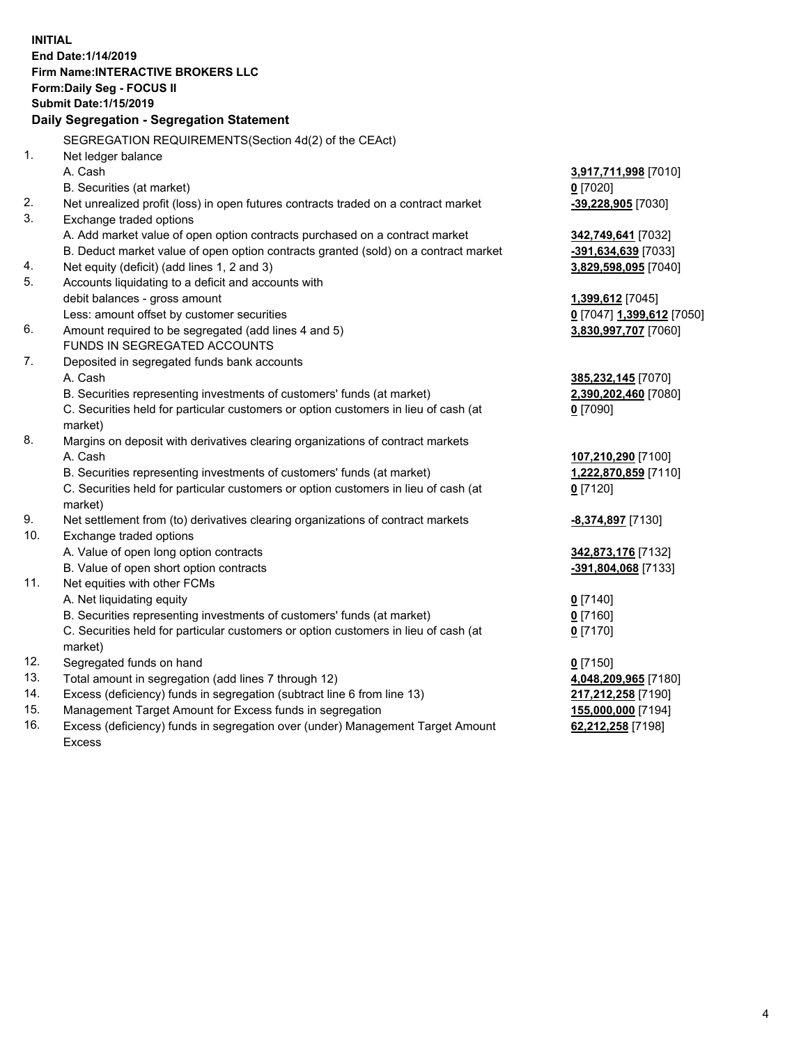**INITIAL**
**End Date:1/14/2019**
**Firm Name:INTERACTIVE BROKERS LLC**
**Form:Daily Seg - FOCUS II**
**Submit Date:1/15/2019**

**Daily Segregation - Segregation Statement**

| | | |
|---|---|---|
| | SEGREGATION REQUIREMENTS(Section 4d(2) of the CEAct) | |
| 1. | Net ledger balance | |
| | A. Cash | **3,917,711,998** [7010] |
| | B. Securities (at market) | **0** [7020] |
| 2. | Net unrealized profit (loss) in open futures contracts traded on a contract market | **-39,228,905** [7030] |
| 3. | Exchange traded options | |
| | A. Add market value of open option contracts purchased on a contract market | **342,749,641** [7032] |
| | B. Deduct market value of open option contracts granted (sold) on a contract market | **-391,634,639** [7033] |
| 4. | Net equity (deficit) (add lines 1, 2 and 3) | **3,829,598,095** [7040] |
| 5. | Accounts liquidating to a deficit and accounts with debit balances - gross amount | **1,399,612** [7045] |
| | Less: amount offset by customer securities | **0** [7047] **1,399,612** [7050] |
| 6. | Amount required to be segregated (add lines 4 and 5) | **3,830,997,707** [7060] |
| | FUNDS IN SEGREGATED ACCOUNTS | |
| 7. | Deposited in segregated funds bank accounts | |
| | A. Cash | **385,232,145** [7070] |
| | B. Securities representing investments of customers' funds (at market) | **2,390,202,460** [7080] |
| | C. Securities held for particular customers or option customers in lieu of cash (at market) | **0** [7090] |
| 8. | Margins on deposit with derivatives clearing organizations of contract markets | |
| | A. Cash | **107,210,290** [7100] |
| | B. Securities representing investments of customers' funds (at market) | **1,222,870,859** [7110] |
| | C. Securities held for particular customers or option customers in lieu of cash (at market) | **0** [7120] |
| 9. | Net settlement from (to) derivatives clearing organizations of contract markets | **-8,374,897** [7130] |
| 10. | Exchange traded options | |
| | A. Value of open long option contracts | **342,873,176** [7132] |
| | B. Value of open short option contracts | **-391,804,068** [7133] |
| 11. | Net equities with other FCMs | |
| | A. Net liquidating equity | **0** [7140] |
| | B. Securities representing investments of customers' funds (at market) | **0** [7160] |
| | C. Securities held for particular customers or option customers in lieu of cash (at market) | **0** [7170] |
| 12. | Segregated funds on hand | **0** [7150] |
| 13. | Total amount in segregation (add lines 7 through 12) | **4,048,209,965** [7180] |
| 14. | Excess (deficiency) funds in segregation (subtract line 6 from line 13) | **217,212,258** [7190] |
| 15. | Management Target Amount for Excess funds in segregation | **155,000,000** [7194] |
| 16. | Excess (deficiency) funds in segregation over (under) Management Target Amount Excess | **62,212,258** [7198] |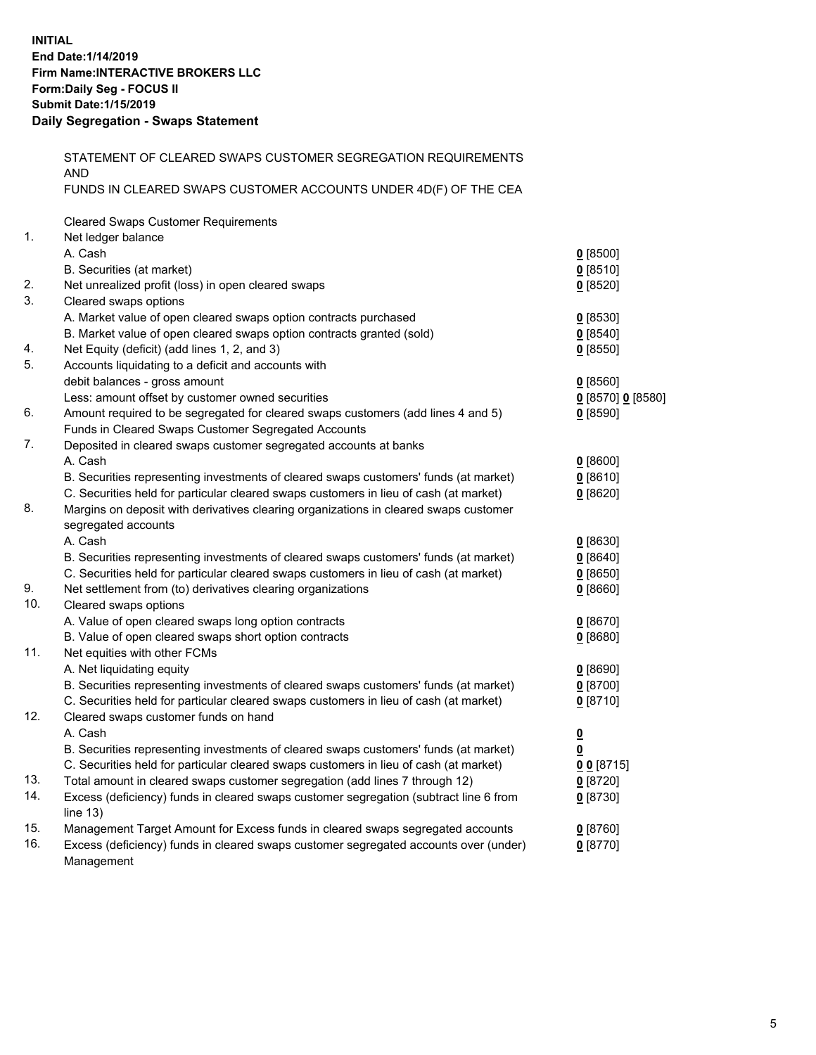**INITIAL**
**End Date:1/14/2019**
**Firm Name:INTERACTIVE BROKERS LLC**
**Form:Daily Seg - FOCUS II**
**Submit Date:1/15/2019**
**Daily Segregation - Swaps Statement**

STATEMENT OF CLEARED SWAPS CUSTOMER SEGREGATION REQUIREMENTS
AND
FUNDS IN CLEARED SWAPS CUSTOMER ACCOUNTS UNDER 4D(F) OF THE CEA

| | | |
|---|---|---|
| | Cleared Swaps Customer Requirements | |
| 1. | Net ledger balance | |
| | A. Cash | 0 [8500] |
| | B. Securities (at market) | 0 [8510] |
| 2. | Net unrealized profit (loss) in open cleared swaps | 0 [8520] |
| 3. | Cleared swaps options | |
| | A. Market value of open cleared swaps option contracts purchased | 0 [8530] |
| | B. Market value of open cleared swaps option contracts granted (sold) | 0 [8540] |
| 4. | Net Equity (deficit) (add lines 1, 2, and 3) | 0 [8550] |
| 5. | Accounts liquidating to a deficit and accounts with | |
| | debit balances - gross amount | 0 [8560] |
| | Less: amount offset by customer owned securities | 0 [8570] 0 [8580] |
| 6. | Amount required to be segregated for cleared swaps customers (add lines 4 and 5) | 0 [8590] |
| | Funds in Cleared Swaps Customer Segregated Accounts | |
| 7. | Deposited in cleared swaps customer segregated accounts at banks | |
| | A. Cash | 0 [8600] |
| | B. Securities representing investments of cleared swaps customers' funds (at market) | 0 [8610] |
| | C. Securities held for particular cleared swaps customers in lieu of cash (at market) | 0 [8620] |
| 8. | Margins on deposit with derivatives clearing organizations in cleared swaps customer segregated accounts | |
| | A. Cash | 0 [8630] |
| | B. Securities representing investments of cleared swaps customers' funds (at market) | 0 [8640] |
| | C. Securities held for particular cleared swaps customers in lieu of cash (at market) | 0 [8650] |
| 9. | Net settlement from (to) derivatives clearing organizations | 0 [8660] |
| 10. | Cleared swaps options | |
| | A. Value of open cleared swaps long option contracts | 0 [8670] |
| | B. Value of open cleared swaps short option contracts | 0 [8680] |
| 11. | Net equities with other FCMs | |
| | A. Net liquidating equity | 0 [8690] |
| | B. Securities representing investments of cleared swaps customers' funds (at market) | 0 [8700] |
| | C. Securities held for particular cleared swaps customers in lieu of cash (at market) | 0 [8710] |
| 12. | Cleared swaps customer funds on hand | |
| | A. Cash | 0 |
| | B. Securities representing investments of cleared swaps customers' funds (at market) | 0 |
| | C. Securities held for particular cleared swaps customers in lieu of cash (at market) | 0 0 [8715] |
| 13. | Total amount in cleared swaps customer segregation (add lines 7 through 12) | 0 [8720] |
| 14. | Excess (deficiency) funds in cleared swaps customer segregation (subtract line 6 from line 13) | 0 [8730] |
| 15. | Management Target Amount for Excess funds in cleared swaps segregated accounts | 0 [8760] |
| 16. | Excess (deficiency) funds in cleared swaps customer segregated accounts over (under) Management | 0 [8770] |